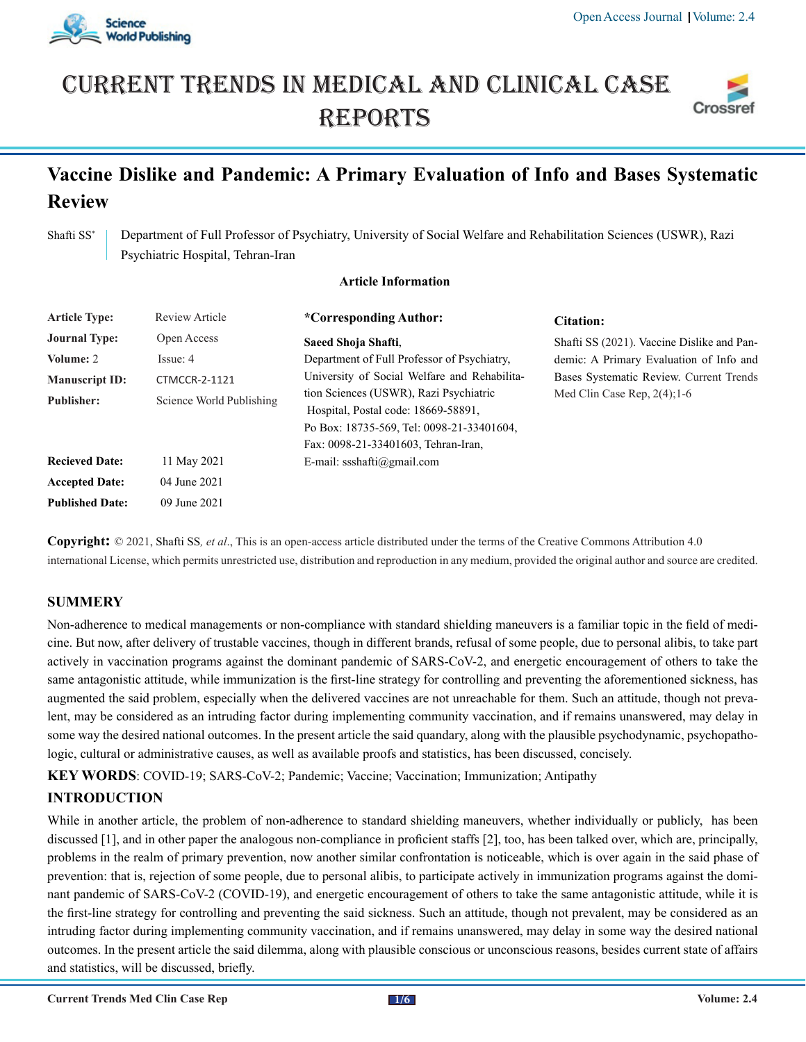# Vaccine Dislike and Pandemic: A Primary Evaluation of Info and Bases Systematic Review

Shafti SS*

Department of Full Professor of Psychiatry, University of Social Welfare and Rehabilitation Sciences (USWR), Razi Psychiatric Hospital, Tehran-Iran

**Article Information**

| | |
|---|---|
| **Article Type:** | Review Article |
| **Journal Type:** | Open Access |
| **Volume:** 2 | Issue: 4 |
| **Manuscript ID:** | CTMCCR-2-1121 |
| **Publisher:** | Science World Publishing |
| **Recieved Date:** | 11 May 2021 |
| **Accepted Date:** | 04 June 2021 |
| **Published Date:** | 09 June 2021 |

**\*Corresponding Author:**

**Saeed Shoja Shafti,**
Department of Full Professor of Psychiatry, University of Social Welfare and Rehabilitation Sciences (USWR), Razi Psychiatric Hospital, Postal code: 18669-58891,
Po Box: 18735-569, Tel: 0098-21-33401604,
Fax: 0098-21-33401603, Tehran-Iran,
E-mail: ssshafti@gmail.com

**Citation:**

Shafti SS (2021). Vaccine Dislike and Pandemic: A Primary Evaluation of Info and Bases Systematic Review. Current Trends Med Clin Case Rep, 2(4);1-6

**Copyright:** © 2021, Shafti SS*, et al*., This is an open-access article distributed under the terms of the Creative Commons Attribution 4.0 international License, which permits unrestricted use, distribution and reproduction in any medium, provided the original author and source are credited.

## SUMMERY

Non-adherence to medical managements or non-compliance with standard shielding maneuvers is a familiar topic in the field of medicine. But now, after delivery of trustable vaccines, though in different brands, refusal of some people, due to personal alibis, to take part actively in vaccination programs against the dominant pandemic of SARS-CoV-2, and energetic encouragement of others to take the same antagonistic attitude, while immunization is the first-line strategy for controlling and preventing the aforementioned sickness, has augmented the said problem, especially when the delivered vaccines are not unreachable for them. Such an attitude, though not prevalent, may be considered as an intruding factor during implementing community vaccination, and if remains unanswered, may delay in some way the desired national outcomes. In the present article the said quandary, along with the plausible psychodynamic, psychopathologic, cultural or administrative causes, as well as available proofs and statistics, has been discussed, concisely.

**KEY WORDS**: COVID-19; SARS-CoV-2; Pandemic; Vaccine; Vaccination; Immunization; Antipathy

## INTRODUCTION

While in another article, the problem of non-adherence to standard shielding maneuvers, whether individually or publicly, has been discussed [1], and in other paper the analogous non-compliance in proficient staffs [2], too, has been talked over, which are, principally, problems in the realm of primary prevention, now another similar confrontation is noticeable, which is over again in the said phase of prevention: that is, rejection of some people, due to personal alibis, to participate actively in immunization programs against the dominant pandemic of SARS-CoV-2 (COVID-19), and energetic encouragement of others to take the same antagonistic attitude, while it is the first-line strategy for controlling and preventing the said sickness. Such an attitude, though not prevalent, may be considered as an intruding factor during implementing community vaccination, and if remains unanswered, may delay in some way the desired national outcomes. In the present article the said dilemma, along with plausible conscious or unconscious reasons, besides current state of affairs and statistics, will be discussed, briefly.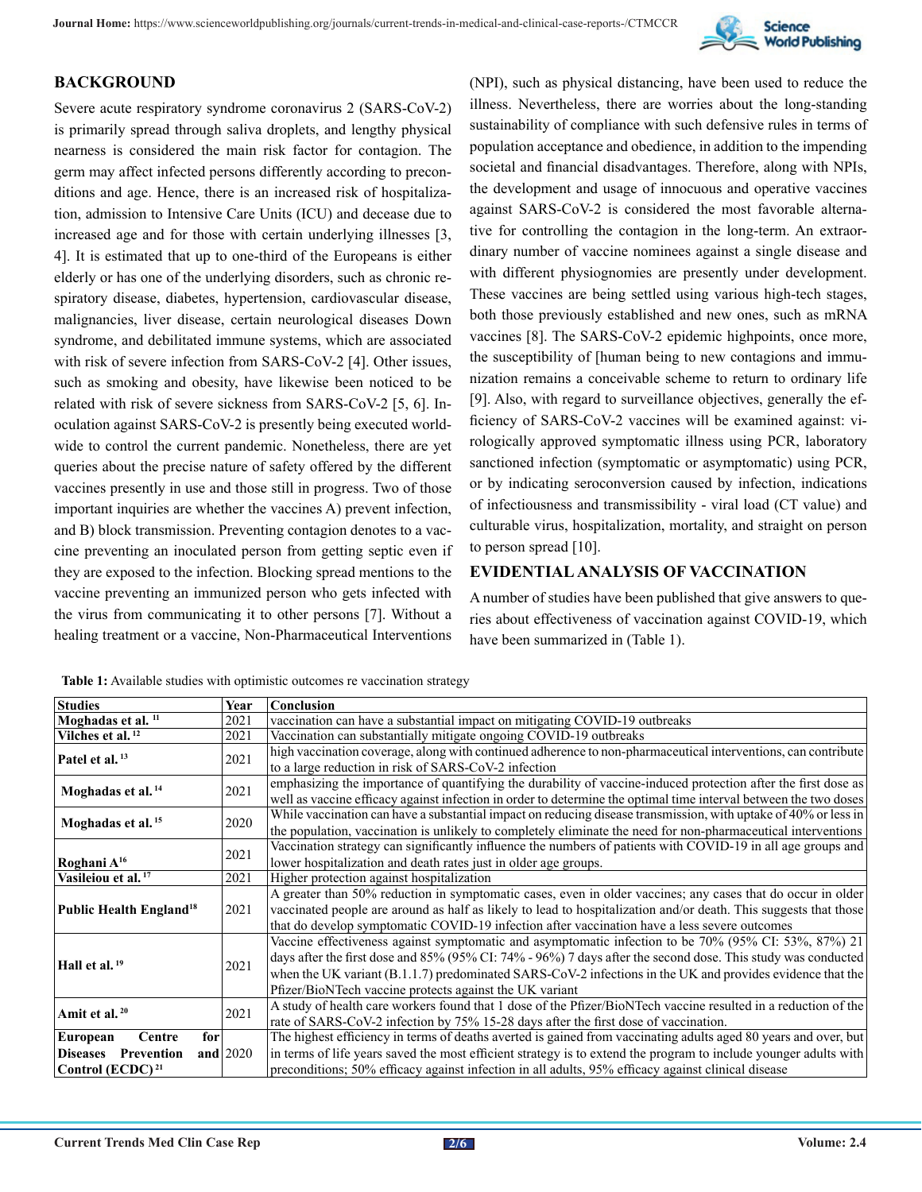## BACKGROUND

Severe acute respiratory syndrome coronavirus 2 (SARS-CoV-2) is primarily spread through saliva droplets, and lengthy physical nearness is considered the main risk factor for contagion. The germ may affect infected persons differently according to preconditions and age. Hence, there is an increased risk of hospitalization, admission to Intensive Care Units (ICU) and decease due to increased age and for those with certain underlying illnesses [3, 4]. It is estimated that up to one-third of the Europeans is either elderly or has one of the underlying disorders, such as chronic respiratory disease, diabetes, hypertension, cardiovascular disease, malignancies, liver disease, certain neurological diseases Down syndrome, and debilitated immune systems, which are associated with risk of severe infection from SARS-CoV-2 [4]. Other issues, such as smoking and obesity, have likewise been noticed to be related with risk of severe sickness from SARS-CoV-2 [5, 6]. Inoculation against SARS-CoV-2 is presently being executed worldwide to control the current pandemic. Nonetheless, there are yet queries about the precise nature of safety offered by the different vaccines presently in use and those still in progress. Two of those important inquiries are whether the vaccines A) prevent infection, and B) block transmission. Preventing contagion denotes to a vaccine preventing an inoculated person from getting septic even if they are exposed to the infection. Blocking spread mentions to the vaccine preventing an immunized person who gets infected with the virus from communicating it to other persons [7]. Without a healing treatment or a vaccine, Non-Pharmaceutical Interventions (NPI), such as physical distancing, have been used to reduce the illness. Nevertheless, there are worries about the long-standing sustainability of compliance with such defensive rules in terms of population acceptance and obedience, in addition to the impending societal and financial disadvantages. Therefore, along with NPIs, the development and usage of innocuous and operative vaccines against SARS-CoV-2 is considered the most favorable alternative for controlling the contagion in the long-term. An extraordinary number of vaccine nominees against a single disease and with different physiognomies are presently under development. These vaccines are being settled using various high-tech stages, both those previously established and new ones, such as mRNA vaccines [8]. The SARS-CoV-2 epidemic highpoints, once more, the susceptibility of [human being to new contagions and immunization remains a conceivable scheme to return to ordinary life [9]. Also, with regard to surveillance objectives, generally the efficiency of SARS-CoV-2 vaccines will be examined against: virologically approved symptomatic illness using PCR, laboratory sanctioned infection (symptomatic or asymptomatic) using PCR, or by indicating seroconversion caused by infection, indications of infectiousness and transmissibility - viral load (CT value) and culturable virus, hospitalization, mortality, and straight on person to person spread [10].

## EVIDENTIAL ANALYSIS OF VACCINATION

A number of studies have been published that give answers to queries about effectiveness of vaccination against COVID-19, which have been summarized in (Table 1).

**Table 1:** Available studies with optimistic outcomes re vaccination strategy

| Studies | Year | Conclusion |
|---|---|---|
| **Moghadas et al.** [11] | 2021 | vaccination can have a substantial impact on mitigating COVID-19 outbreaks |
| **Vilches et al.** [12] | 2021 | Vaccination can substantially mitigate ongoing COVID-19 outbreaks |
| **Patel et al.** [13] | 2021 | high vaccination coverage, along with continued adherence to non-pharmaceutical interventions, can contribute to a large reduction in risk of SARS-CoV-2 infection |
| **Moghadas et al.** [14] | 2021 | emphasizing the importance of quantifying the durability of vaccine-induced protection after the first dose as well as vaccine efficacy against infection in order to determine the optimal time interval between the two doses |
| **Moghadas et al.** [15] | 2020 | While vaccination can have a substantial impact on reducing disease transmission, with uptake of 40% or less in the population, vaccination is unlikely to completely eliminate the need for non-pharmaceutical interventions |
| **Roghani A**[16] | 2021 | Vaccination strategy can significantly influence the numbers of patients with COVID-19 in all age groups and lower hospitalization and death rates just in older age groups. |
| **Vasileiou et al.** [17] | 2021 | Higher protection against hospitalization |
| **Public Health England**[18] | 2021 | A greater than 50% reduction in symptomatic cases, even in older vaccines; any cases that do occur in older vaccinated people are around as half as likely to lead to hospitalization and/or death. This suggests that those that do develop symptomatic COVID-19 infection after vaccination have a less severe outcomes |
| **Hall et al.** [19] | 2021 | Vaccine effectiveness against symptomatic and asymptomatic infection to be 70% (95% CI: 53%, 87%) 21 days after the first dose and 85% (95% CI: 74% - 96%) 7 days after the second dose. This study was conducted when the UK variant (B.1.1.7) predominated SARS-CoV-2 infections in the UK and provides evidence that the Pfizer/BioNTech vaccine protects against the UK variant |
| **Amit et al.** [20] | 2021 | A study of health care workers found that 1 dose of the Pfizer/BioNTech vaccine resulted in a reduction of the rate of SARS-CoV-2 infection by 75% 15-28 days after the first dose of vaccination. |
| **European Centre for Diseases Prevention and Control (ECDC)** [21] | 2020 | The highest efficiency in terms of deaths averted is gained from vaccinating adults aged 80 years and over, but in terms of life years saved the most efficient strategy is to extend the program to include younger adults with preconditions; 50% efficacy against infection in all adults, 95% efficacy against clinical disease |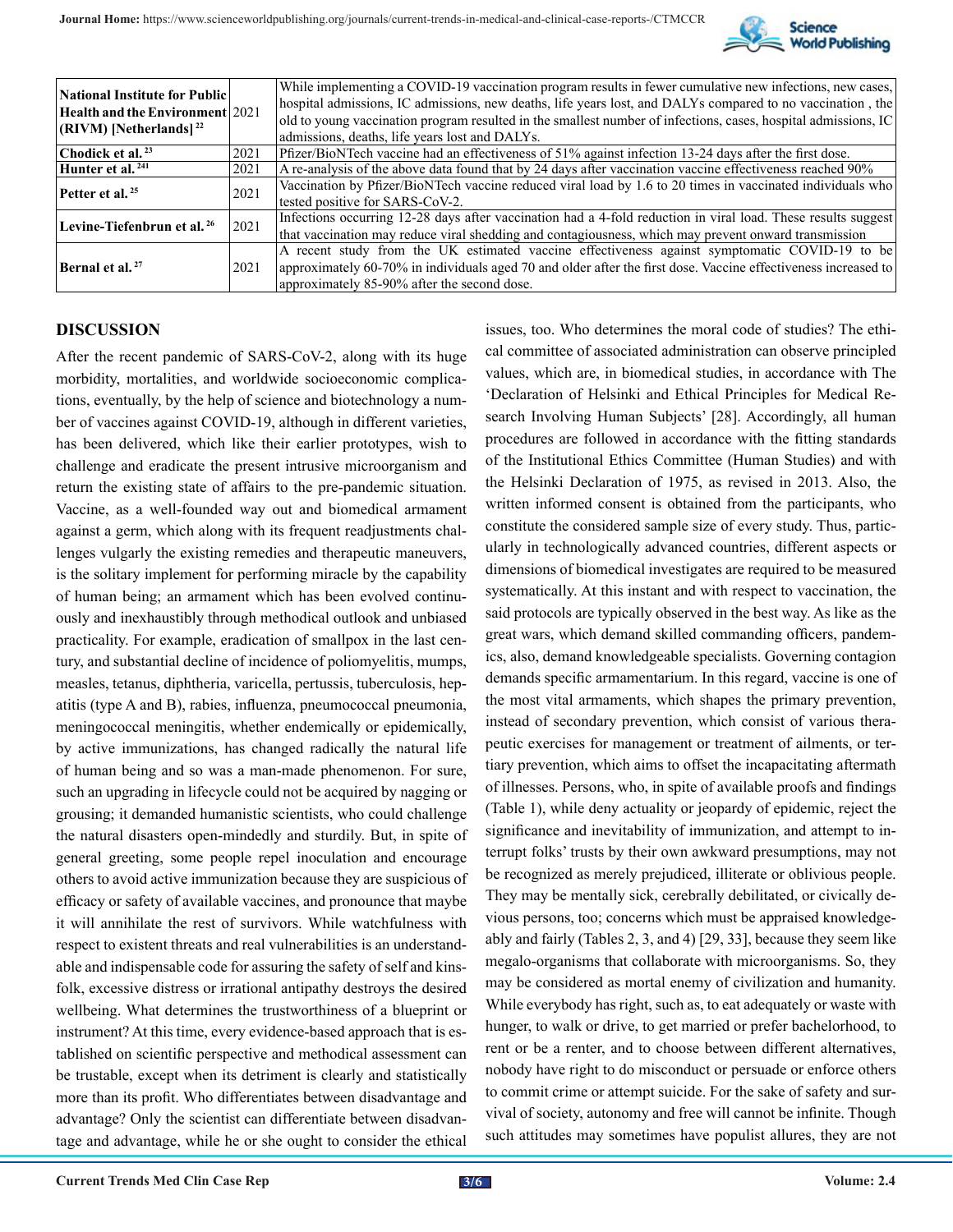| | | |
|---|---|---|
| **National Institute for Public Health and the Environment (RIVM) [Netherlands]** [22] | 2021 | While implementing a COVID-19 vaccination program results in fewer cumulative new infections, new cases, hospital admissions, IC admissions, new deaths, life years lost, and DALYs compared to no vaccination , the old to young vaccination program resulted in the smallest number of infections, cases, hospital admissions, IC admissions, deaths, life years lost and DALYs. |
| **Chodick et al.** [23] | 2021 | Pfizer/BioNTech vaccine had an effectiveness of 51% against infection 13-24 days after the first dose. |
| **Hunter et al.** [241] | 2021 | A re-analysis of the above data found that by 24 days after vaccination vaccine effectiveness reached 90% |
| **Petter et al.** [25] | 2021 | Vaccination by Pfizer/BioNTech vaccine reduced viral load by 1.6 to 20 times in vaccinated individuals who tested positive for SARS-CoV-2. |
| **Levine-Tiefenbrun et al.** [26] | 2021 | Infections occurring 12-28 days after vaccination had a 4-fold reduction in viral load. These results suggest that vaccination may reduce viral shedding and contagiousness, which may prevent onward transmission |
| **Bernal et al.** [27] | 2021 | A recent study from the UK estimated vaccine effectiveness against symptomatic COVID-19 to be approximately 60-70% in individuals aged 70 and older after the first dose. Vaccine effectiveness increased to approximately 85-90% after the second dose. |

## DISCUSSION

After the recent pandemic of SARS-CoV-2, along with its huge morbidity, mortalities, and worldwide socioeconomic complications, eventually, by the help of science and biotechnology a number of vaccines against COVID-19, although in different varieties, has been delivered, which like their earlier prototypes, wish to challenge and eradicate the present intrusive microorganism and return the existing state of affairs to the pre-pandemic situation. Vaccine, as a well-founded way out and biomedical armament against a germ, which along with its frequent readjustments challenges vulgarly the existing remedies and therapeutic maneuvers, is the solitary implement for performing miracle by the capability of human being; an armament which has been evolved continuously and inexhaustibly through methodical outlook and unbiased practicality. For example, eradication of smallpox in the last century, and substantial decline of incidence of poliomyelitis, mumps, measles, tetanus, diphtheria, varicella, pertussis, tuberculosis, hepatitis (type A and B), rabies, influenza, pneumococcal pneumonia, meningococcal meningitis, whether endemically or epidemically, by active immunizations, has changed radically the natural life of human being and so was a man-made phenomenon. For sure, such an upgrading in lifecycle could not be acquired by nagging or grousing; it demanded humanistic scientists, who could challenge the natural disasters open-mindedly and sturdily. But, in spite of general greeting, some people repel inoculation and encourage others to avoid active immunization because they are suspicious of efficacy or safety of available vaccines, and pronounce that maybe it will annihilate the rest of survivors. While watchfulness with respect to existent threats and real vulnerabilities is an understandable and indispensable code for assuring the safety of self and kinsfolk, excessive distress or irrational antipathy destroys the desired wellbeing. What determines the trustworthiness of a blueprint or instrument? At this time, every evidence-based approach that is established on scientific perspective and methodical assessment can be trustable, except when its detriment is clearly and statistically more than its profit. Who differentiates between disadvantage and advantage? Only the scientist can differentiate between disadvantage and advantage, while he or she ought to consider the ethical issues, too. Who determines the moral code of studies? The ethical committee of associated administration can observe principled values, which are, in biomedical studies, in accordance with The 'Declaration of Helsinki and Ethical Principles for Medical Research Involving Human Subjects' [28]. Accordingly, all human procedures are followed in accordance with the fitting standards of the Institutional Ethics Committee (Human Studies) and with the Helsinki Declaration of 1975, as revised in 2013. Also, the written informed consent is obtained from the participants, who constitute the considered sample size of every study. Thus, particularly in technologically advanced countries, different aspects or dimensions of biomedical investigates are required to be measured systematically. At this instant and with respect to vaccination, the said protocols are typically observed in the best way. As like as the great wars, which demand skilled commanding officers, pandemics, also, demand knowledgeable specialists. Governing contagion demands specific armamentarium. In this regard, vaccine is one of the most vital armaments, which shapes the primary prevention, instead of secondary prevention, which consist of various therapeutic exercises for management or treatment of ailments, or tertiary prevention, which aims to offset the incapacitating aftermath of illnesses. Persons, who, in spite of available proofs and findings (Table 1), while deny actuality or jeopardy of epidemic, reject the significance and inevitability of immunization, and attempt to interrupt folks' trusts by their own awkward presumptions, may not be recognized as merely prejudiced, illiterate or oblivious people. They may be mentally sick, cerebrally debilitated, or civically devious persons, too; concerns which must be appraised knowledgeably and fairly (Tables 2, 3, and 4) [29, 33], because they seem like megalo-organisms that collaborate with microorganisms. So, they may be considered as mortal enemy of civilization and humanity. While everybody has right, such as, to eat adequately or waste with hunger, to walk or drive, to get married or prefer bachelorhood, to rent or be a renter, and to choose between different alternatives, nobody have right to do misconduct or persuade or enforce others to commit crime or attempt suicide. For the sake of safety and survival of society, autonomy and free will cannot be infinite. Though such attitudes may sometimes have populist allures, they are not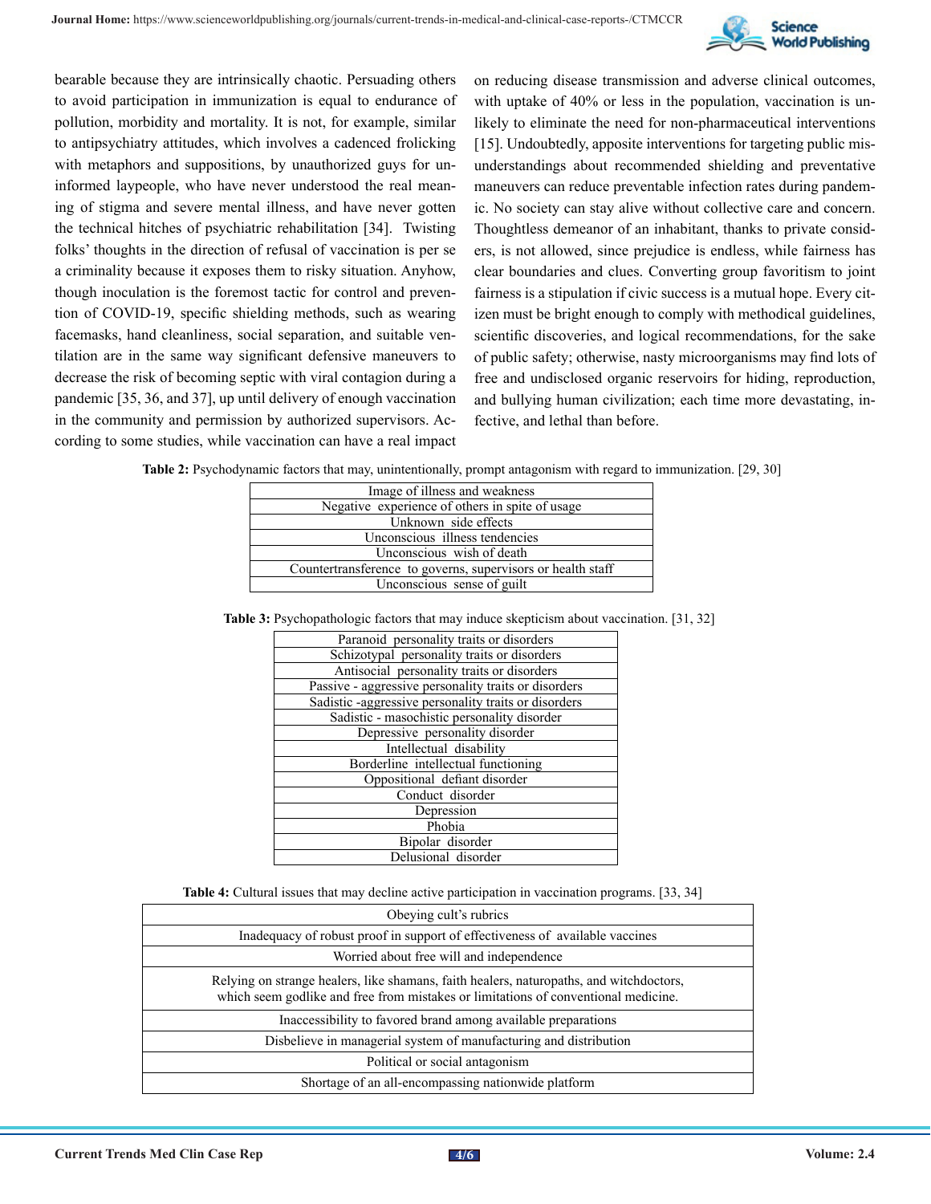bearable because they are intrinsically chaotic. Persuading others to avoid participation in immunization is equal to endurance of pollution, morbidity and mortality. It is not, for example, similar to antipsychiatry attitudes, which involves a cadenced frolicking with metaphors and suppositions, by unauthorized guys for uninformed laypeople, who have never understood the real meaning of stigma and severe mental illness, and have never gotten the technical hitches of psychiatric rehabilitation [34]. Twisting folks' thoughts in the direction of refusal of vaccination is per se a criminality because it exposes them to risky situation. Anyhow, though inoculation is the foremost tactic for control and prevention of COVID-19, specific shielding methods, such as wearing facemasks, hand cleanliness, social separation, and suitable ventilation are in the same way significant defensive maneuvers to decrease the risk of becoming septic with viral contagion during a pandemic [35, 36, and 37], up until delivery of enough vaccination in the community and permission by authorized supervisors. According to some studies, while vaccination can have a real impact on reducing disease transmission and adverse clinical outcomes, with uptake of 40% or less in the population, vaccination is unlikely to eliminate the need for non-pharmaceutical interventions [15]. Undoubtedly, apposite interventions for targeting public misunderstandings about recommended shielding and preventative maneuvers can reduce preventable infection rates during pandemic. No society can stay alive without collective care and concern. Thoughtless demeanor of an inhabitant, thanks to private considers, is not allowed, since prejudice is endless, while fairness has clear boundaries and clues. Converting group favoritism to joint fairness is a stipulation if civic success is a mutual hope. Every citizen must be bright enough to comply with methodical guidelines, scientific discoveries, and logical recommendations, for the sake of public safety; otherwise, nasty microorganisms may find lots of free and undisclosed organic reservoirs for hiding, reproduction, and bullying human civilization; each time more devastating, infective, and lethal than before.

**Table 2:** Psychodynamic factors that may, unintentionally, prompt antagonism with regard to immunization. [29, 30]

| |
|---|
| Image of illness and weakness |
| Negative experience of others in spite of usage |
| Unknown side effects |
| Unconscious illness tendencies |
| Unconscious wish of death |
| Countertransference to governs, supervisors or health staff |
| Unconscious sense of guilt |

**Table 3:** Psychopathologic factors that may induce skepticism about vaccination. [31, 32]

| |
|---|
| Paranoid personality traits or disorders |
| Schizotypal personality traits or disorders |
| Antisocial personality traits or disorders |
| Passive - aggressive personality traits or disorders |
| Sadistic -aggressive personality traits or disorders |
| Sadistic - masochistic personality disorder |
| Depressive personality disorder |
| Intellectual disability |
| Borderline intellectual functioning |
| Oppositional defiant disorder |
| Conduct disorder |
| Depression |
| Phobia |
| Bipolar disorder |
| Delusional disorder |

**Table 4:** Cultural issues that may decline active participation in vaccination programs. [33, 34]

| |
|---|
| Obeying cult's rubrics |
| Inadequacy of robust proof in support of effectiveness of available vaccines |
| Worried about free will and independence |
| Relying on strange healers, like shamans, faith healers, naturopaths, and witchdoctors, which seem godlike and free from mistakes or limitations of conventional medicine. |
| Inaccessibility to favored brand among available preparations |
| Disbelieve in managerial system of manufacturing and distribution |
| Political or social antagonism |
| Shortage of an all-encompassing nationwide platform |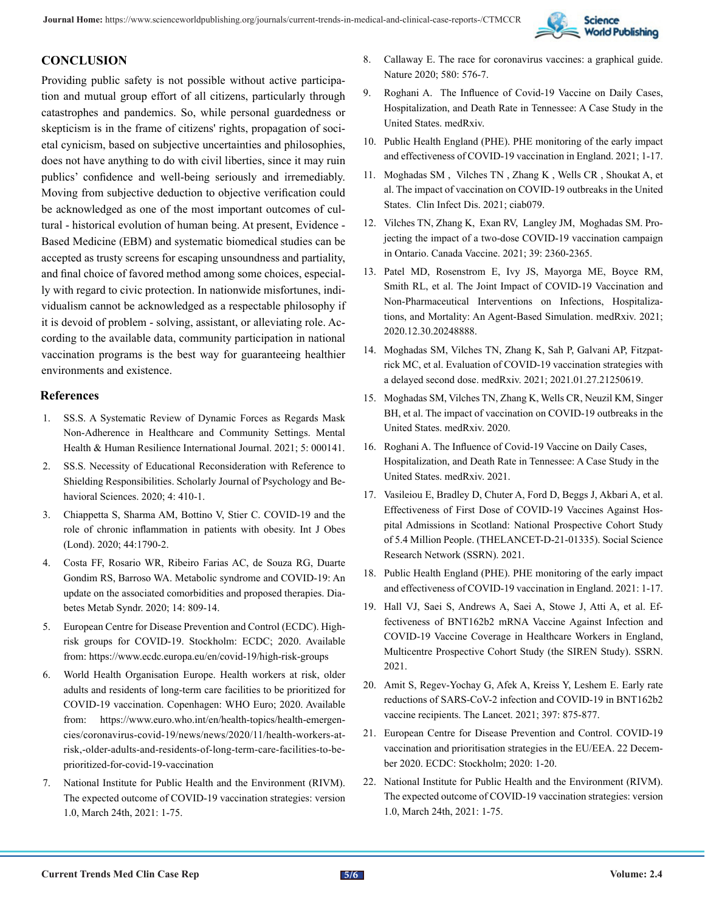## CONCLUSION

Providing public safety is not possible without active participation and mutual group effort of all citizens, particularly through catastrophes and pandemics. So, while personal guardedness or skepticism is in the frame of citizens' rights, propagation of societal cynicism, based on subjective uncertainties and philosophies, does not have anything to do with civil liberties, since it may ruin publics' confidence and well-being seriously and irremediably. Moving from subjective deduction to objective verification could be acknowledged as one of the most important outcomes of cultural - historical evolution of human being. At present, Evidence - Based Medicine (EBM) and systematic biomedical studies can be accepted as trusty screens for escaping unsoundness and partiality, and final choice of favored method among some choices, especially with regard to civic protection. In nationwide misfortunes, individualism cannot be acknowledged as a respectable philosophy if it is devoid of problem - solving, assistant, or alleviating role. According to the available data, community participation in national vaccination programs is the best way for guaranteeing healthier environments and existence.

## References

1. SS.S. A Systematic Review of Dynamic Forces as Regards Mask Non-Adherence in Healthcare and Community Settings. Mental Health & Human Resilience International Journal. 2021; 5: 000141.
2. SS.S. Necessity of Educational Reconsideration with Reference to Shielding Responsibilities. Scholarly Journal of Psychology and Behavioral Sciences. 2020; 4: 410-1.
3. Chiappetta S, Sharma AM, Bottino V, Stier C. COVID-19 and the role of chronic inflammation in patients with obesity. Int J Obes (Lond). 2020; 44:1790-2.
4. Costa FF, Rosario WR, Ribeiro Farias AC, de Souza RG, Duarte Gondim RS, Barroso WA. Metabolic syndrome and COVID-19: An update on the associated comorbidities and proposed therapies. Diabetes Metab Syndr. 2020; 14: 809-14.
5. European Centre for Disease Prevention and Control (ECDC). High-risk groups for COVID-19. Stockholm: ECDC; 2020. Available from: https://www.ecdc.europa.eu/en/covid-19/high-risk-groups
6. World Health Organisation Europe. Health workers at risk, older adults and residents of long-term care facilities to be prioritized for COVID-19 vaccination. Copenhagen: WHO Euro; 2020. Available from: https://www.euro.who.int/en/health-topics/health-emergencies/coronavirus-covid-19/news/news/2020/11/health-workers-at-risk,-older-adults-and-residents-of-long-term-care-facilities-to-be-prioritized-for-covid-19-vaccination
7. National Institute for Public Health and the Environment (RIVM). The expected outcome of COVID-19 vaccination strategies: version 1.0, March 24th, 2021: 1-75.
8. Callaway E. The race for coronavirus vaccines: a graphical guide. Nature 2020; 580: 576-7.
9. Roghani A. The Influence of Covid-19 Vaccine on Daily Cases, Hospitalization, and Death Rate in Tennessee: A Case Study in the United States. medRxiv.
10. Public Health England (PHE). PHE monitoring of the early impact and effectiveness of COVID-19 vaccination in England. 2021; 1-17.
11. Moghadas SM , Vilches TN , Zhang K , Wells CR , Shoukat A, et al. The impact of vaccination on COVID-19 outbreaks in the United States. Clin Infect Dis. 2021; ciab079.
12. Vilches TN, Zhang K, Exan RV, Langley JM, Moghadas SM. Projecting the impact of a two-dose COVID-19 vaccination campaign in Ontario. Canada Vaccine. 2021; 39: 2360-2365.
13. Patel MD, Rosenstrom E, Ivy JS, Mayorga ME, Boyce RM, Smith RL, et al. The Joint Impact of COVID-19 Vaccination and Non-Pharmaceutical Interventions on Infections, Hospitalizations, and Mortality: An Agent-Based Simulation. medRxiv. 2021; 2020.12.30.20248888.
14. Moghadas SM, Vilches TN, Zhang K, Sah P, Galvani AP, Fitzpatrick MC, et al. Evaluation of COVID-19 vaccination strategies with a delayed second dose. medRxiv. 2021; 2021.01.27.21250619.
15. Moghadas SM, Vilches TN, Zhang K, Wells CR, Neuzil KM, Singer BH, et al. The impact of vaccination on COVID-19 outbreaks in the United States. medRxiv. 2020.
16. Roghani A. The Influence of Covid-19 Vaccine on Daily Cases, Hospitalization, and Death Rate in Tennessee: A Case Study in the United States. medRxiv. 2021.
17. Vasileiou E, Bradley D, Chuter A, Ford D, Beggs J, Akbari A, et al. Effectiveness of First Dose of COVID-19 Vaccines Against Hospital Admissions in Scotland: National Prospective Cohort Study of 5.4 Million People. (THELANCET-D-21-01335). Social Science Research Network (SSRN). 2021.
18. Public Health England (PHE). PHE monitoring of the early impact and effectiveness of COVID-19 vaccination in England. 2021: 1-17.
19. Hall VJ, Saei S, Andrews A, Saei A, Stowe J, Atti A, et al. Effectiveness of BNT162b2 mRNA Vaccine Against Infection and COVID-19 Vaccine Coverage in Healthcare Workers in England, Multicentre Prospective Cohort Study (the SIREN Study). SSRN. 2021.
20. Amit S, Regev-Yochay G, Afek A, Kreiss Y, Leshem E. Early rate reductions of SARS-CoV-2 infection and COVID-19 in BNT162b2 vaccine recipients. The Lancet. 2021; 397: 875-877.
21. European Centre for Disease Prevention and Control. COVID-19 vaccination and prioritisation strategies in the EU/EEA. 22 December 2020. ECDC: Stockholm; 2020: 1-20.
22. National Institute for Public Health and the Environment (RIVM). The expected outcome of COVID-19 vaccination strategies: version 1.0, March 24th, 2021: 1-75.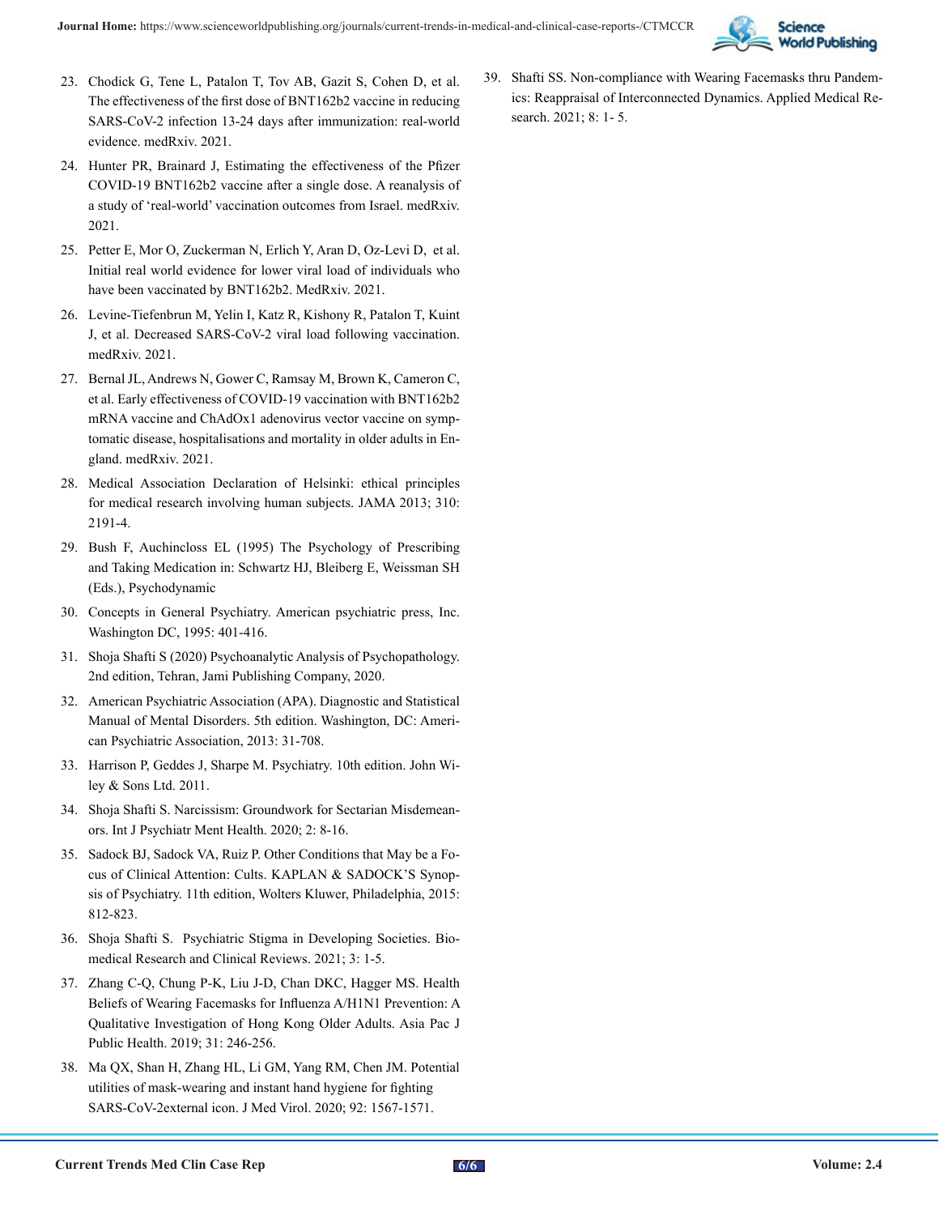23. Chodick G, Tene L, Patalon T, Tov AB, Gazit S, Cohen D, et al. The effectiveness of the first dose of BNT162b2 vaccine in reducing SARS-CoV-2 infection 13-24 days after immunization: real-world evidence. medRxiv. 2021.

24. Hunter PR, Brainard J, Estimating the effectiveness of the Pfizer COVID-19 BNT162b2 vaccine after a single dose. A reanalysis of a study of 'real-world' vaccination outcomes from Israel. medRxiv. 2021.

25. Petter E, Mor O, Zuckerman N, Erlich Y, Aran D, Oz-Levi D, et al. Initial real world evidence for lower viral load of individuals who have been vaccinated by BNT162b2. MedRxiv. 2021.

26. Levine-Tiefenbrun M, Yelin I, Katz R, Kishony R, Patalon T, Kuint J, et al. Decreased SARS-CoV-2 viral load following vaccination. medRxiv. 2021.

27. Bernal JL, Andrews N, Gower C, Ramsay M, Brown K, Cameron C, et al. Early effectiveness of COVID-19 vaccination with BNT162b2 mRNA vaccine and ChAdOx1 adenovirus vector vaccine on symptomatic disease, hospitalisations and mortality in older adults in England. medRxiv. 2021.

28. Medical Association Declaration of Helsinki: ethical principles for medical research involving human subjects. JAMA 2013; 310: 2191-4.

29. Bush F, Auchincloss EL (1995) The Psychology of Prescribing and Taking Medication in: Schwartz HJ, Bleiberg E, Weissman SH (Eds.), Psychodynamic

30. Concepts in General Psychiatry. American psychiatric press, Inc. Washington DC, 1995: 401-416.

31. Shoja Shafti S (2020) Psychoanalytic Analysis of Psychopathology. 2nd edition, Tehran, Jami Publishing Company, 2020.

32. American Psychiatric Association (APA). Diagnostic and Statistical Manual of Mental Disorders. 5th edition. Washington, DC: American Psychiatric Association, 2013: 31-708.

33. Harrison P, Geddes J, Sharpe M. Psychiatry. 10th edition. John Wiley & Sons Ltd. 2011.

34. Shoja Shafti S. Narcissism: Groundwork for Sectarian Misdemeanors. Int J Psychiatr Ment Health. 2020; 2: 8-16.

35. Sadock BJ, Sadock VA, Ruiz P. Other Conditions that May be a Focus of Clinical Attention: Cults. KAPLAN & SADOCK'S Synopsis of Psychiatry. 11th edition, Wolters Kluwer, Philadelphia, 2015: 812-823.

36. Shoja Shafti S. Psychiatric Stigma in Developing Societies. Biomedical Research and Clinical Reviews. 2021; 3: 1-5.

37. Zhang C-Q, Chung P-K, Liu J-D, Chan DKC, Hagger MS. Health Beliefs of Wearing Facemasks for Influenza A/H1N1 Prevention: A Qualitative Investigation of Hong Kong Older Adults. Asia Pac J Public Health. 2019; 31: 246-256.

38. Ma QX, Shan H, Zhang HL, Li GM, Yang RM, Chen JM. Potential utilities of mask-wearing and instant hand hygiene for fighting SARS-CoV-2external icon. J Med Virol. 2020; 92: 1567-1571.

39. Shafti SS. Non-compliance with Wearing Facemasks thru Pandemics: Reappraisal of Interconnected Dynamics. Applied Medical Research. 2021; 8: 1- 5.